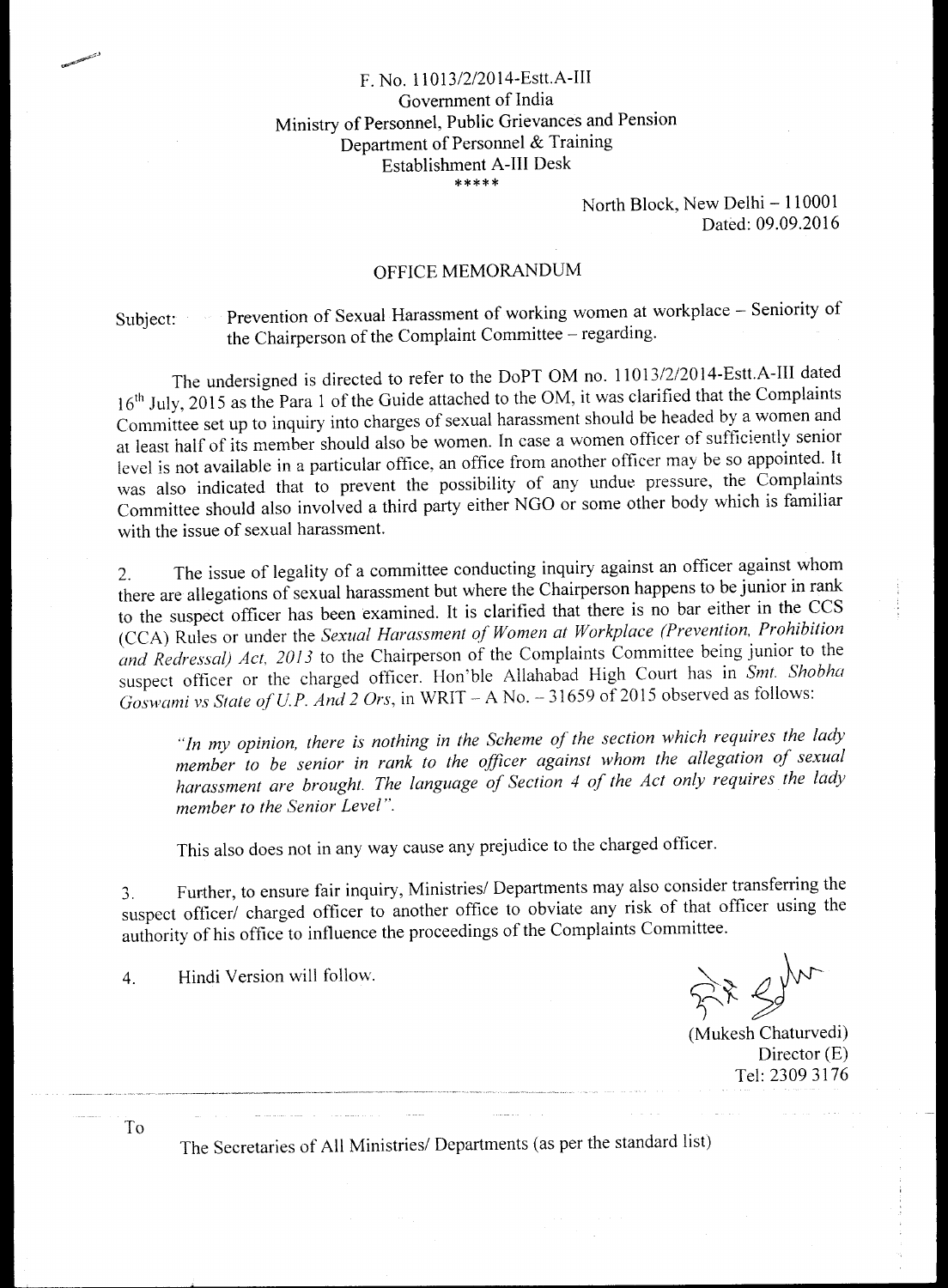F. No. 11013/2/2014-Estt.A-III
Government of India
Ministry of Personnel, Public Grievances and Pension
Department of Personnel & Training
Establishment A-III Desk

*****

North Block, New Delhi – 110001
Dated: 09.09.2016

# OFFICE MEMORANDUM

Subject: Prevention of Sexual Harassment of working women at workplace – Seniority of the Chairperson of the Complaint Committee – regarding.

The undersigned is directed to refer to the DoPT OM no. 11013/2/2014-Estt.A-III dated 16th July, 2015 as the Para 1 of the Guide attached to the OM, it was clarified that the Complaints Committee set up to inquiry into charges of sexual harassment should be headed by a women and at least half of its member should also be women. In case a women officer of sufficiently senior level is not available in a particular office, an office from another officer may be so appointed. It was also indicated that to prevent the possibility of any undue pressure, the Complaints Committee should also involved a third party either NGO or some other body which is familiar with the issue of sexual harassment.

2. The issue of legality of a committee conducting inquiry against an officer against whom there are allegations of sexual harassment but where the Chairperson happens to be junior in rank to the suspect officer has been examined. It is clarified that there is no bar either in the CCS (CCA) Rules or under the *Sexual Harassment of Women at Workplace (Prevention, Prohibition and Redressal) Act, 2013* to the Chairperson of the Complaints Committee being junior to the suspect officer or the charged officer. Hon'ble Allahabad High Court has in *Smt. Shobha Goswami vs State of U.P. And 2 Ors*, in WRIT – A No. – 31659 of 2015 observed as follows:

> *"In my opinion, there is nothing in the Scheme of the section which requires the lady member to be senior in rank to the officer against whom the allegation of sexual harassment are brought. The language of Section 4 of the Act only requires the lady member to the Senior Level".*

This also does not in any way cause any prejudice to the charged officer.

3. Further, to ensure fair inquiry, Ministries/ Departments may also consider transferring the suspect officer/ charged officer to another office to obviate any risk of that officer using the authority of his office to influence the proceedings of the Complaints Committee.

4. Hindi Version will follow.

(Mukesh Chaturvedi)
Director (E)
Tel: 2309 3176

To

The Secretaries of All Ministries/ Departments (as per the standard list)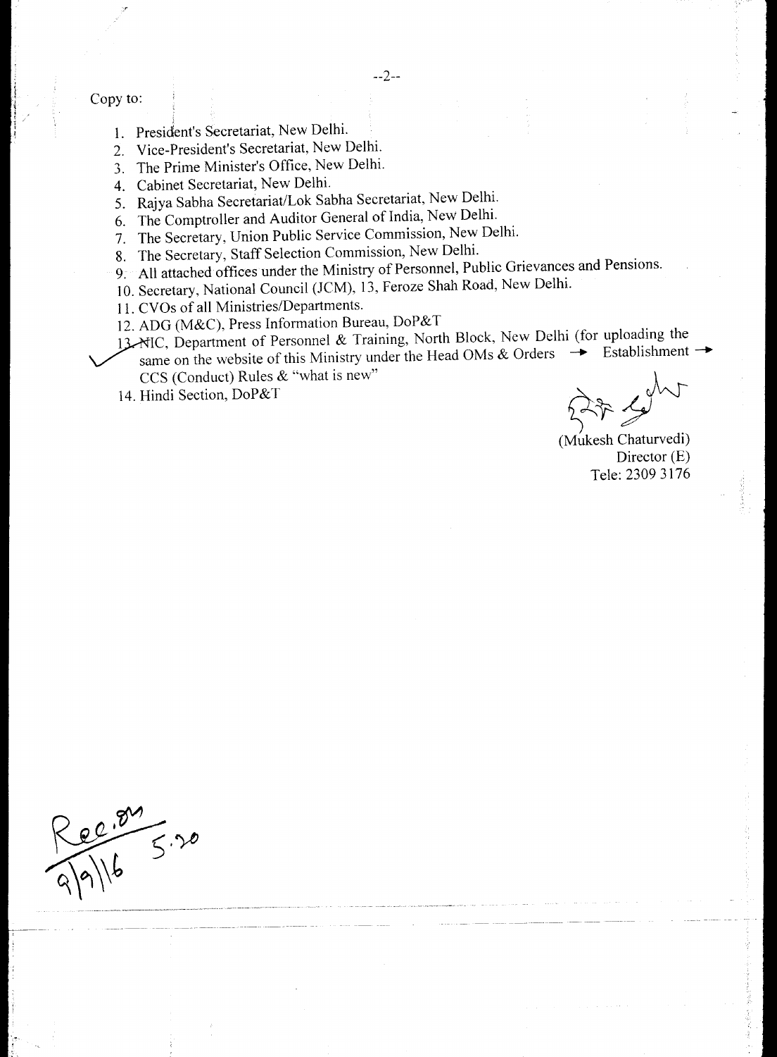Copy to:

1. President's Secretariat, New Delhi.
2. Vice-President's Secretariat, New Delhi.
3. The Prime Minister's Office, New Delhi.
4. Cabinet Secretariat, New Delhi.
5. Rajya Sabha Secretariat/Lok Sabha Secretariat, New Delhi.
6. The Comptroller and Auditor General of India, New Delhi.
7. The Secretary, Union Public Service Commission, New Delhi.
8. The Secretary, Staff Selection Commission, New Delhi.
9. All attached offices under the Ministry of Personnel, Public Grievances and Pensions.
10. Secretary, National Council (JCM), 13, Feroze Shah Road, New Delhi.
11. CVOs of all Ministries/Departments.
12. ADG (M&C), Press Information Bureau, DoP&T
13. NIC, Department of Personnel & Training, North Block, New Delhi (for uploading the same on the website of this Ministry under the Head OMs & Orders → Establishment → CCS (Conduct) Rules & "what is new"
14. Hindi Section, DoP&T

(Mukesh Chaturvedi)
Director (E)
Tele: 2309 3176

Recd. on
9/9/16 5.20